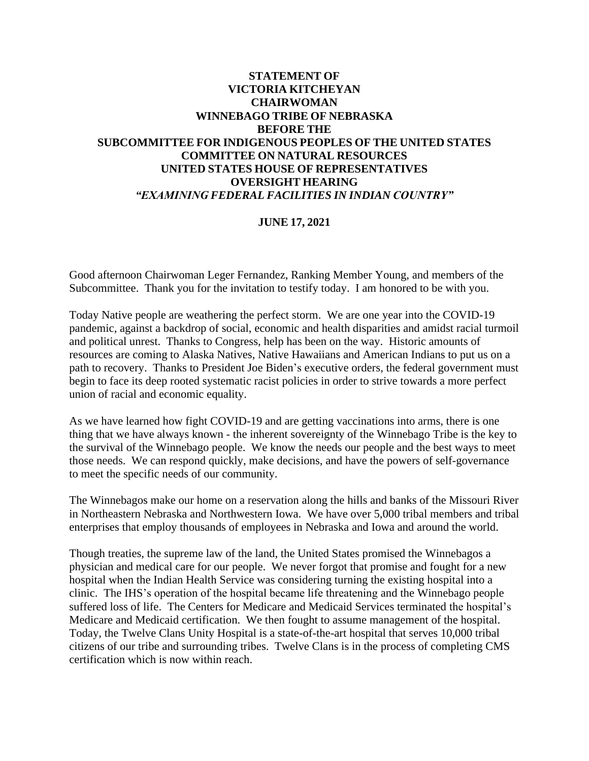**STATEMENT OF**
**VICTORIA KITCHEYAN**
**CHAIRWOMAN**
**WINNEBAGO TRIBE OF NEBRASKA**
**BEFORE THE**
**SUBCOMMITTEE FOR INDIGENOUS PEOPLES OF THE UNITED STATES**
**COMMITTEE ON NATURAL RESOURCES**
**UNITED STATES HOUSE OF REPRESENTATIVES**
**OVERSIGHT HEARING**
***"EXAMINING FEDERAL FACILITIES IN INDIAN COUNTRY"***

**JUNE 17, 2021**

Good afternoon Chairwoman Leger Fernandez, Ranking Member Young, and members of the Subcommittee. Thank you for the invitation to testify today. I am honored to be with you.

Today Native people are weathering the perfect storm. We are one year into the COVID-19 pandemic, against a backdrop of social, economic and health disparities and amidst racial turmoil and political unrest. Thanks to Congress, help has been on the way. Historic amounts of resources are coming to Alaska Natives, Native Hawaiians and American Indians to put us on a path to recovery. Thanks to President Joe Biden's executive orders, the federal government must begin to face its deep rooted systematic racist policies in order to strive towards a more perfect union of racial and economic equality.

As we have learned how fight COVID-19 and are getting vaccinations into arms, there is one thing that we have always known - the inherent sovereignty of the Winnebago Tribe is the key to the survival of the Winnebago people. We know the needs our people and the best ways to meet those needs. We can respond quickly, make decisions, and have the powers of self-governance to meet the specific needs of our community.

The Winnebagos make our home on a reservation along the hills and banks of the Missouri River in Northeastern Nebraska and Northwestern Iowa. We have over 5,000 tribal members and tribal enterprises that employ thousands of employees in Nebraska and Iowa and around the world.

Though treaties, the supreme law of the land, the United States promised the Winnebagos a physician and medical care for our people. We never forgot that promise and fought for a new hospital when the Indian Health Service was considering turning the existing hospital into a clinic. The IHS's operation of the hospital became life threatening and the Winnebago people suffered loss of life. The Centers for Medicare and Medicaid Services terminated the hospital's Medicare and Medicaid certification. We then fought to assume management of the hospital. Today, the Twelve Clans Unity Hospital is a state-of-the-art hospital that serves 10,000 tribal citizens of our tribe and surrounding tribes. Twelve Clans is in the process of completing CMS certification which is now within reach.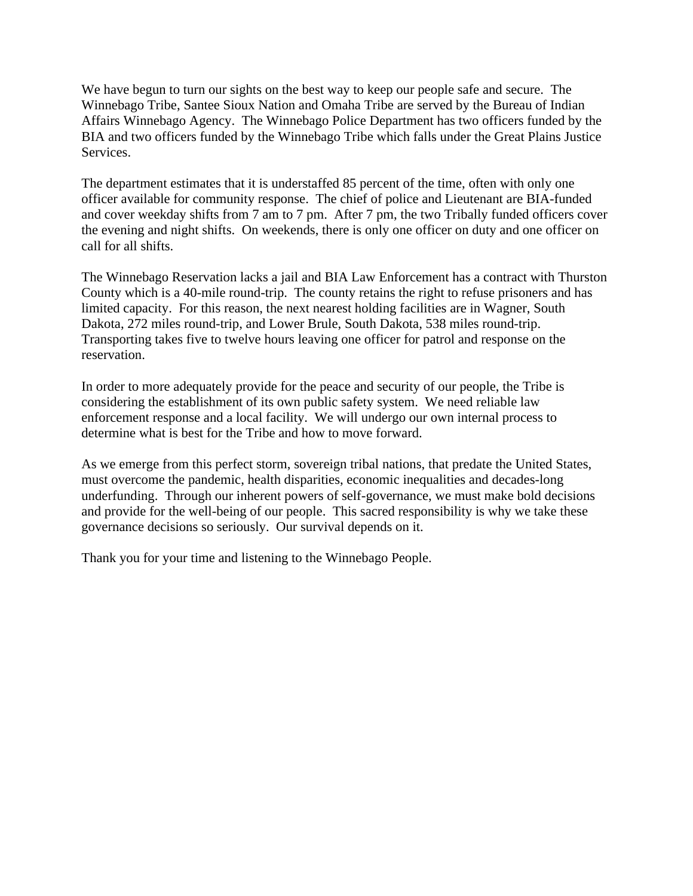We have begun to turn our sights on the best way to keep our people safe and secure. The Winnebago Tribe, Santee Sioux Nation and Omaha Tribe are served by the Bureau of Indian Affairs Winnebago Agency. The Winnebago Police Department has two officers funded by the BIA and two officers funded by the Winnebago Tribe which falls under the Great Plains Justice Services.

The department estimates that it is understaffed 85 percent of the time, often with only one officer available for community response. The chief of police and Lieutenant are BIA-funded and cover weekday shifts from 7 am to 7 pm. After 7 pm, the two Tribally funded officers cover the evening and night shifts. On weekends, there is only one officer on duty and one officer on call for all shifts.

The Winnebago Reservation lacks a jail and BIA Law Enforcement has a contract with Thurston County which is a 40-mile round-trip. The county retains the right to refuse prisoners and has limited capacity. For this reason, the next nearest holding facilities are in Wagner, South Dakota, 272 miles round-trip, and Lower Brule, South Dakota, 538 miles round-trip. Transporting takes five to twelve hours leaving one officer for patrol and response on the reservation.

In order to more adequately provide for the peace and security of our people, the Tribe is considering the establishment of its own public safety system. We need reliable law enforcement response and a local facility. We will undergo our own internal process to determine what is best for the Tribe and how to move forward.

As we emerge from this perfect storm, sovereign tribal nations, that predate the United States, must overcome the pandemic, health disparities, economic inequalities and decades-long underfunding. Through our inherent powers of self-governance, we must make bold decisions and provide for the well-being of our people. This sacred responsibility is why we take these governance decisions so seriously. Our survival depends on it.

Thank you for your time and listening to the Winnebago People.